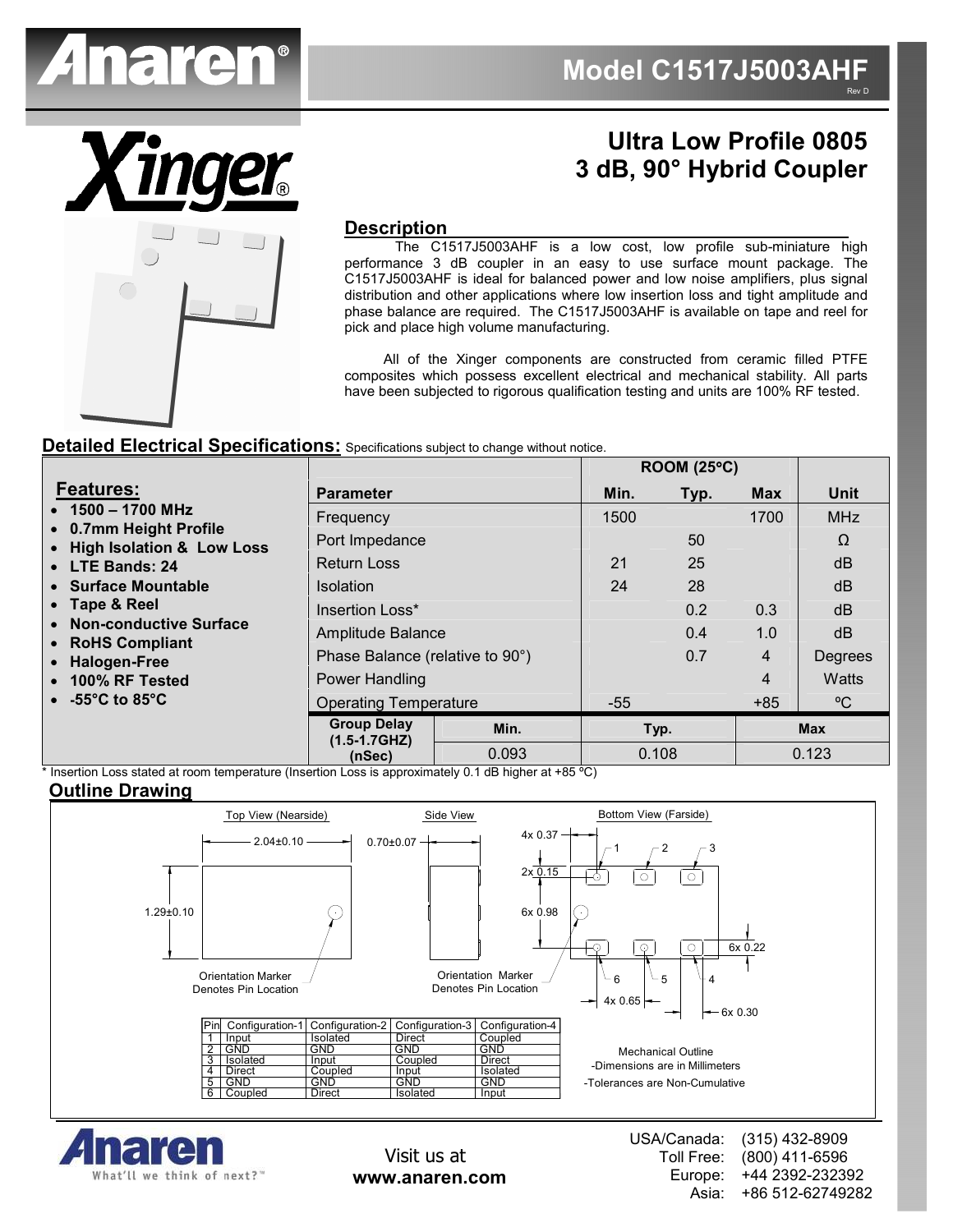# Model C1517J5003AHF

Rev D

## Ultra Low Profile 0805
## 3 dB, 90° Hybrid Coupler

### Description

The C1517J5003AHF is a low cost, low profile sub-miniature high performance 3 dB coupler in an easy to use surface mount package. The C1517J5003AHF is ideal for balanced power and low noise amplifiers, plus signal distribution and other applications where low insertion loss and tight amplitude and phase balance are required. The C1517J5003AHF is available on tape and reel for pick and place high volume manufacturing.

All of the Xinger components are constructed from ceramic filled PTFE composites which possess excellent electrical and mechanical stability. All parts have been subjected to rigorous qualification testing and units are 100% RF tested.

### Detailed Electrical Specifications: Specifications subject to change without notice.

**Features:**

- 1500 – 1700 MHz
- 0.7mm Height Profile
- High Isolation & Low Loss
- LTE Bands: 24
- Surface Mountable
- Tape & Reel
- Non-conductive Surface
- RoHS Compliant
- Halogen-Free
- 100% RF Tested
- -55°C to 85°C

| Parameter | ROOM (25°C) Min. | Typ. | Max | Unit |
|---|---|---|---|---|
| Frequency | 1500 | | 1700 | MHz |
| Port Impedance | | 50 | | Ω |
| Return Loss | 21 | 25 | | dB |
| Isolation | 24 | 28 | | dB |
| Insertion Loss* | | 0.2 | 0.3 | dB |
| Amplitude Balance | | 0.4 | 1.0 | dB |
| Phase Balance (relative to 90°) | | 0.7 | 4 | Degrees |
| Power Handling | | | 4 | Watts |
| Operating Temperature | -55 | | +85 | ºC |

| Group Delay (1.5-1.7GHZ) (nSec) | Min. | Typ. | Max |
|---|---|---|---|
| | 0.093 | 0.108 | 0.123 |

\* Insertion Loss stated at room temperature (Insertion Loss is approximately 0.1 dB higher at +85 ºC)

### Outline Drawing

Top View (Nearside): 2.04±0.10, 1.29±0.10. Orientation Marker Denotes Pin Location

Side View: 0.70±0.07. Orientation Marker Denotes Pin Location

Bottom View (Farside): 4x 0.37, 2x 0.15, 6x 0.98, 6x 0.22, 4x 0.65, 6x 0.30; pins 1, 2, 3 (top), 6, 5, 4 (bottom)

| Pin | Configuration-1 | Configuration-2 | Configuration-3 | Configuration-4 |
|---|---|---|---|---|
| 1 | Input | Isolated | Direct | Coupled |
| 2 | GND | GND | GND | GND |
| 3 | Isolated | Input | Coupled | Direct |
| 4 | Direct | Coupled | Input | Isolated |
| 5 | GND | GND | GND | GND |
| 6 | Coupled | Direct | Isolated | Input |

Mechanical Outline
-Dimensions are in Millimeters
-Tolerances are Non-Cumulative

Anaren — What'll we think of next?™

Visit us at **www.anaren.com**

USA/Canada: (315) 432-8909
Toll Free: (800) 411-6596
Europe: +44 2392-232392
Asia: +86 512-62749282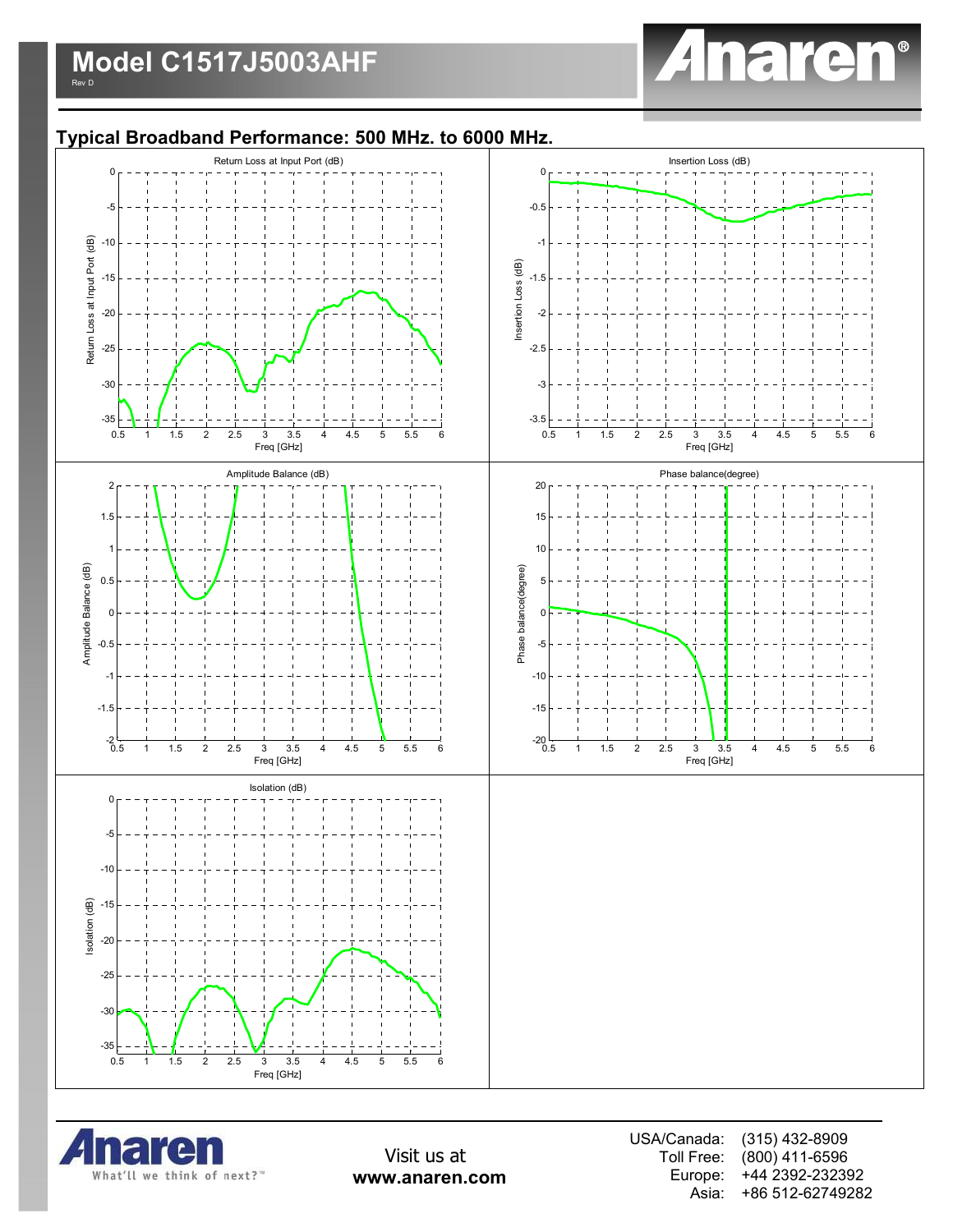## Typical Broadband Performance: 500 MHz. to 6000 MHz.

Return Loss at Input Port (dB)

Insertion Loss (dB)

Amplitude Balance (dB)

Phase balance(degree)

Isolation (dB)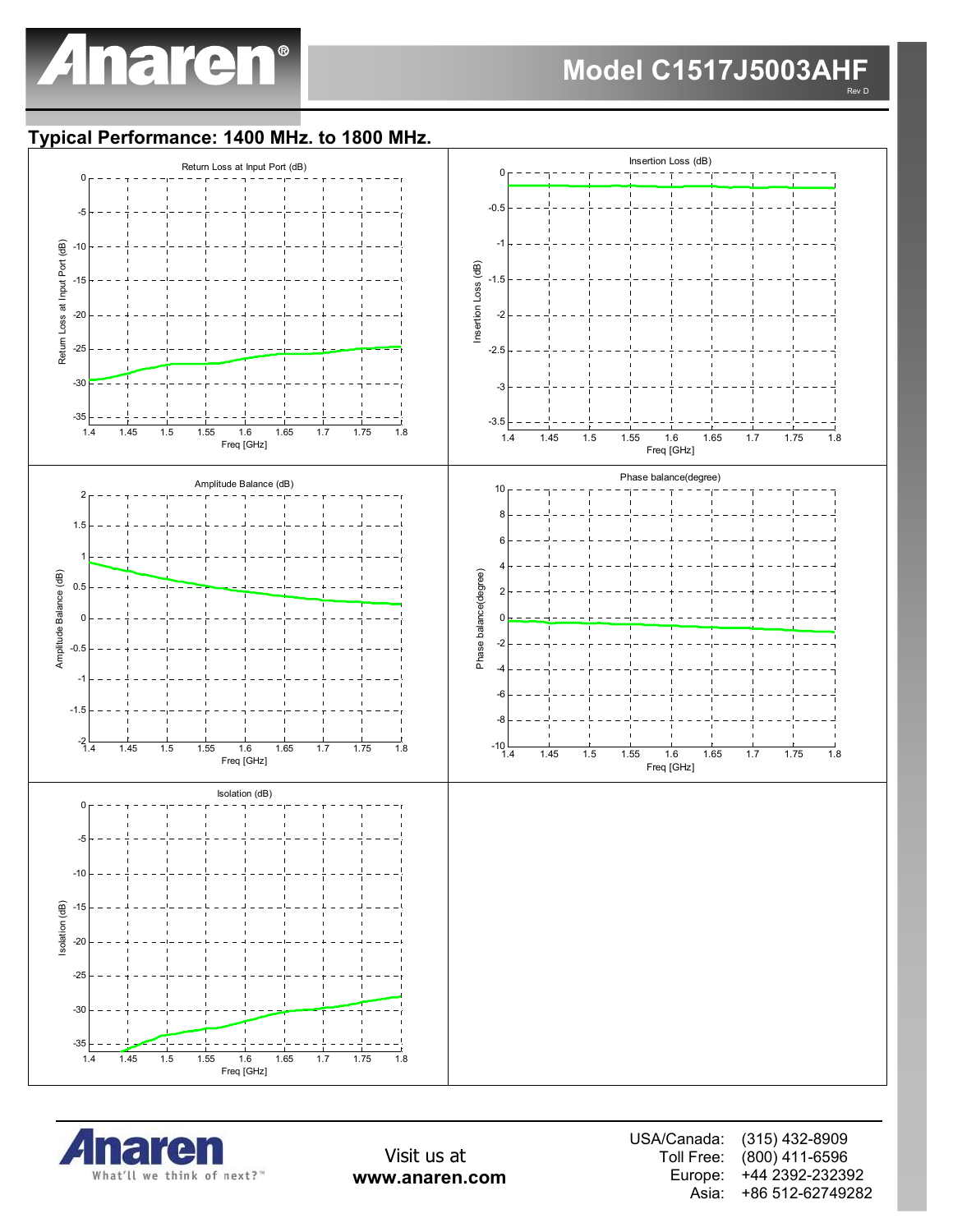# Model C1517J5003AHF

Rev D

## Typical Performance: 1400 MHz. to 1800 MHz.

Return Loss at Input Port (dB)

Insertion Loss (dB)

Amplitude Balance (dB)

Phase balance(degree)

Isolation (dB)

Visit us at
**www.anaren.com**

USA/Canada: (315) 432-8909
Toll Free: (800) 411-6596
Europe: +44 2392-232392
Asia: +86 512-62749282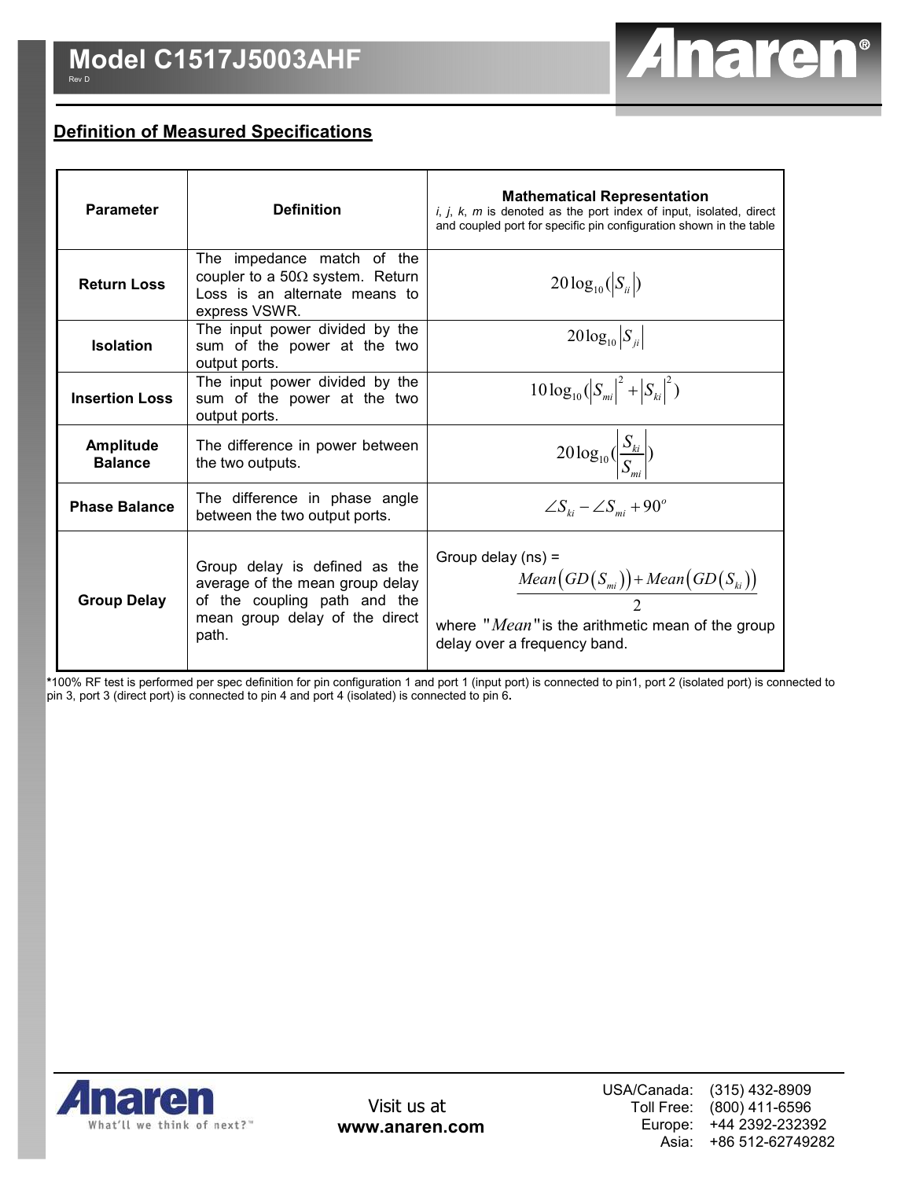## Definition of Measured Specifications

| Parameter | Definition | Mathematical Representation<br>*i, j, k, m* is denoted as the port index of input, isolated, direct and coupled port for specific pin configuration shown in the table |
|---|---|---|
| **Return Loss** | The impedance match of the coupler to a 50Ω system. Return Loss is an alternate means to express VSWR. | $20\log_{10}(\lvert S_{ii}\rvert)$ |
| **Isolation** | The input power divided by the sum of the power at the two output ports. | $20\log_{10}\lvert S_{ji}\rvert$ |
| **Insertion Loss** | The input power divided by the sum of the power at the two output ports. | $10\log_{10}(\lvert S_{mi}\rvert^2 + \lvert S_{ki}\rvert^2)$ |
| **Amplitude Balance** | The difference in power between the two outputs. | $20\log_{10}(\left\lvert\frac{S_{ki}}{S_{mi}}\right\rvert)$ |
| **Phase Balance** | The difference in phase angle between the two output ports. | $\angle S_{ki} - \angle S_{mi} + 90^o$ |
| **Group Delay** | Group delay is defined as the average of the mean group delay of the coupling path and the mean group delay of the direct path. | Group delay (ns) = $\frac{Mean\left(GD\left(S_{mi}\right)\right)+Mean\left(GD\left(S_{ki}\right)\right)}{2}$ where "$Mean$" is the arithmetic mean of the group delay over a frequency band. |

***100% RF test is performed per spec definition for pin configuration 1 and port 1 (input port) is connected to pin1, port 2 (isolated port) is connected to pin 3, port 3 (direct port) is connected to pin 4 and port 4 (isolated) is connected to pin 6.**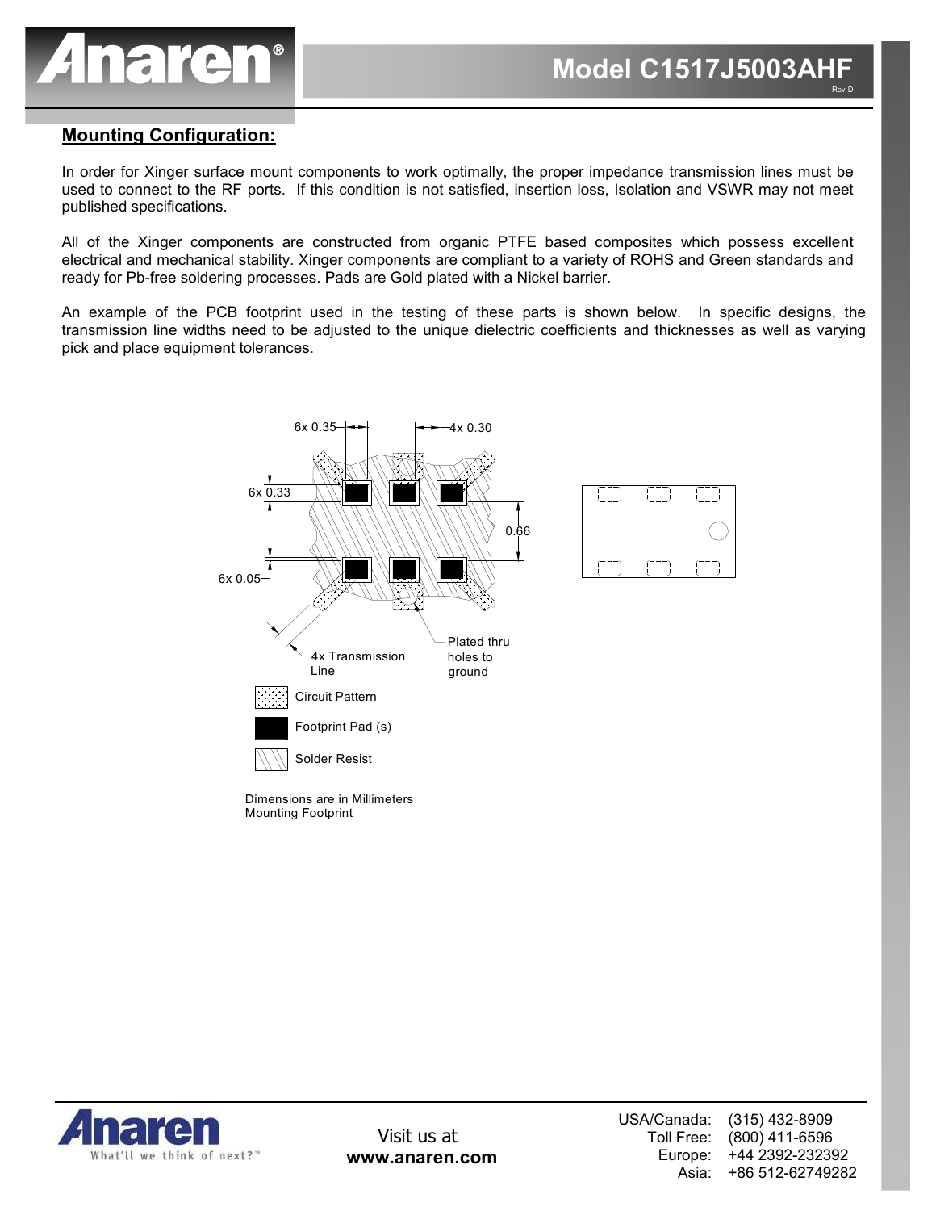## Mounting Configuration:

In order for Xinger surface mount components to work optimally, the proper impedance transmission lines must be used to connect to the RF ports. If this condition is not satisfied, insertion loss, Isolation and VSWR may not meet published specifications.

All of the Xinger components are constructed from organic PTFE based composites which possess excellent electrical and mechanical stability. Xinger components are compliant to a variety of ROHS and Green standards and ready for Pb-free soldering processes. Pads are Gold plated with a Nickel barrier.

An example of the PCB footprint used in the testing of these parts is shown below. In specific designs, the transmission line widths need to be adjusted to the unique dielectric coefficients and thicknesses as well as varying pick and place equipment tolerances.

6x 0.35
4x 0.30
6x 0.33
0.66
6x 0.05
4x Transmission Line
Plated thru holes to ground

Circuit Pattern
Footprint Pad (s)
Solder Resist

Dimensions are in Millimeters
Mounting Footprint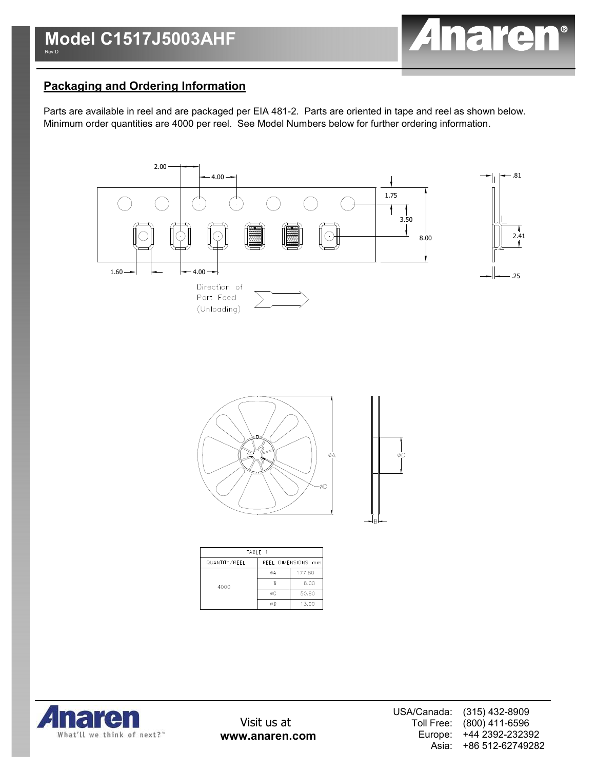## Packaging and Ordering Information

Parts are available in reel and are packaged per EIA 481-2. Parts are oriented in tape and reel as shown below. Minimum order quantities are 4000 per reel. See Model Numbers below for further ordering information.

2.00
4.00
1.75
3.50
8.00
.81
2.41
.25
1.60
4.00

Direction of Part Feed (Unloading)

ØA
ØC
ØD
B

| TABLE 1 | | |
|---|---|---|
| QUANTITY/REEL | REEL DIMENSIONS mm | |
| 4000 | ØA | 177.80 |
| | B | 8.00 |
| | ØC | 50.80 |
| | ØD | 13.00 |

Visit us at **www.anaren.com**

USA/Canada: (315) 432-8909
Toll Free: (800) 411-6596
Europe: +44 2392-232392
Asia: +86 512-62749282